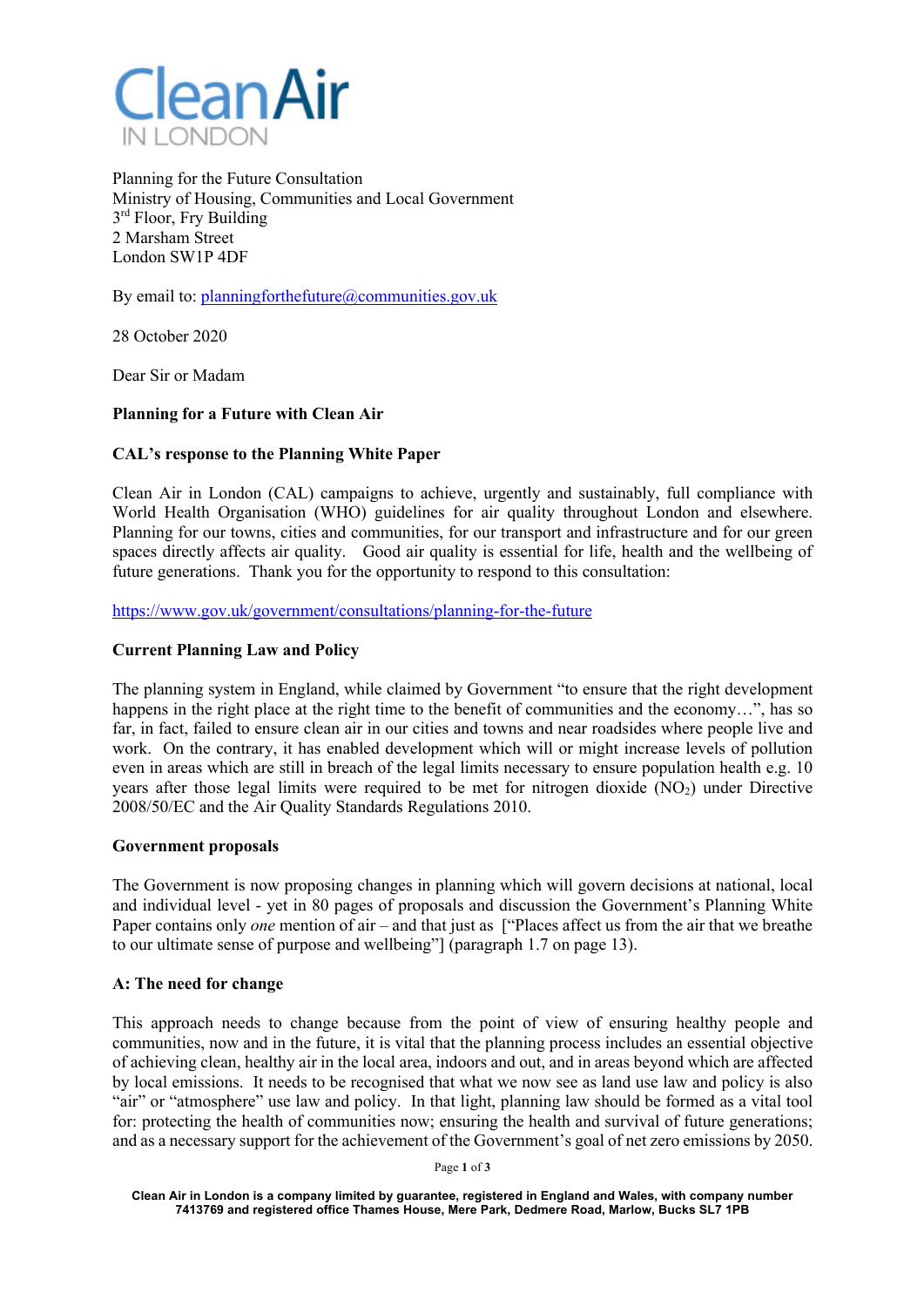Clean Air
IN LONDON

Planning for the Future Consultation
Ministry of Housing, Communities and Local Government
3rd Floor, Fry Building
2 Marsham Street
London SW1P 4DF

By email to: planningforthefuture@communities.gov.uk

28 October 2020

Dear Sir or Madam

**Planning for a Future with Clean Air**

**CAL's response to the Planning White Paper**

Clean Air in London (CAL) campaigns to achieve, urgently and sustainably, full compliance with World Health Organisation (WHO) guidelines for air quality throughout London and elsewhere. Planning for our towns, cities and communities, for our transport and infrastructure and for our green spaces directly affects air quality. Good air quality is essential for life, health and the wellbeing of future generations. Thank you for the opportunity to respond to this consultation:

https://www.gov.uk/government/consultations/planning-for-the-future

**Current Planning Law and Policy**

The planning system in England, while claimed by Government "to ensure that the right development happens in the right place at the right time to the benefit of communities and the economy…", has so far, in fact, failed to ensure clean air in our cities and towns and near roadsides where people live and work. On the contrary, it has enabled development which will or might increase levels of pollution even in areas which are still in breach of the legal limits necessary to ensure population health e.g. 10 years after those legal limits were required to be met for nitrogen dioxide ($NO_2$) under Directive 2008/50/EC and the Air Quality Standards Regulations 2010.

**Government proposals**

The Government is now proposing changes in planning which will govern decisions at national, local and individual level - yet in 80 pages of proposals and discussion the Government's Planning White Paper contains only *one* mention of air – and that just as ["Places affect us from the air that we breathe to our ultimate sense of purpose and wellbeing"] (paragraph 1.7 on page 13).

**A: The need for change**

This approach needs to change because from the point of view of ensuring healthy people and communities, now and in the future, it is vital that the planning process includes an essential objective of achieving clean, healthy air in the local area, indoors and out, and in areas beyond which are affected by local emissions. It needs to be recognised that what we now see as land use law and policy is also "air" or "atmosphere" use law and policy. In that light, planning law should be formed as a vital tool for: protecting the health of communities now; ensuring the health and survival of future generations; and as a necessary support for the achievement of the Government's goal of net zero emissions by 2050.

Clean Air in London is a company limited by guarantee, registered in England and Wales, with company number 7413769 and registered office Thames House, Mere Park, Dedmere Road, Marlow, Bucks SL7 1PB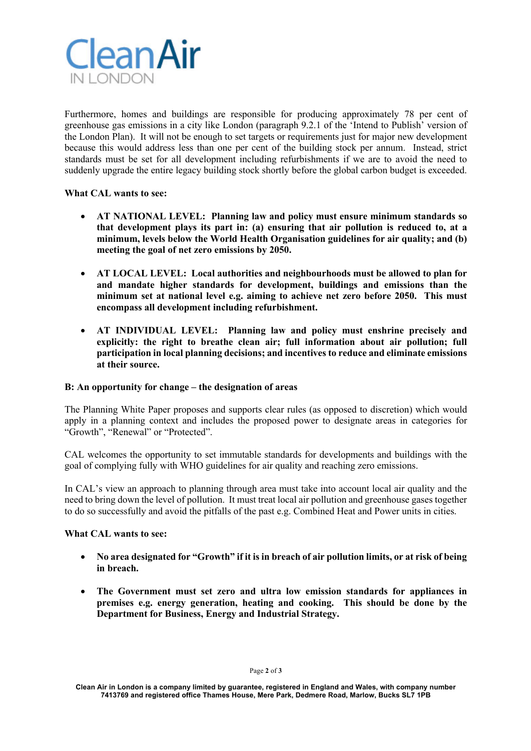Furthermore, homes and buildings are responsible for producing approximately 78 per cent of greenhouse gas emissions in a city like London (paragraph 9.2.1 of the 'Intend to Publish' version of the London Plan). It will not be enough to set targets or requirements just for major new development because this would address less than one per cent of the building stock per annum. Instead, strict standards must be set for all development including refurbishments if we are to avoid the need to suddenly upgrade the entire legacy building stock shortly before the global carbon budget is exceeded.

**What CAL wants to see:**

- **AT NATIONAL LEVEL: Planning law and policy must ensure minimum standards so that development plays its part in: (a) ensuring that air pollution is reduced to, at a minimum, levels below the World Health Organisation guidelines for air quality; and (b) meeting the goal of net zero emissions by 2050.**
- **AT LOCAL LEVEL: Local authorities and neighbourhoods must be allowed to plan for and mandate higher standards for development, buildings and emissions than the minimum set at national level e.g. aiming to achieve net zero before 2050. This must encompass all development including refurbishment.**
- **AT INDIVIDUAL LEVEL: Planning law and policy must enshrine precisely and explicitly: the right to breathe clean air; full information about air pollution; full participation in local planning decisions; and incentives to reduce and eliminate emissions at their source.**

**B: An opportunity for change – the designation of areas**

The Planning White Paper proposes and supports clear rules (as opposed to discretion) which would apply in a planning context and includes the proposed power to designate areas in categories for "Growth", "Renewal" or "Protected".

CAL welcomes the opportunity to set immutable standards for developments and buildings with the goal of complying fully with WHO guidelines for air quality and reaching zero emissions.

In CAL's view an approach to planning through area must take into account local air quality and the need to bring down the level of pollution. It must treat local air pollution and greenhouse gases together to do so successfully and avoid the pitfalls of the past e.g. Combined Heat and Power units in cities.

**What CAL wants to see:**

- **No area designated for "Growth" if it is in breach of air pollution limits, or at risk of being in breach.**
- **The Government must set zero and ultra low emission standards for appliances in premises e.g. energy generation, heating and cooking. This should be done by the Department for Business, Energy and Industrial Strategy.**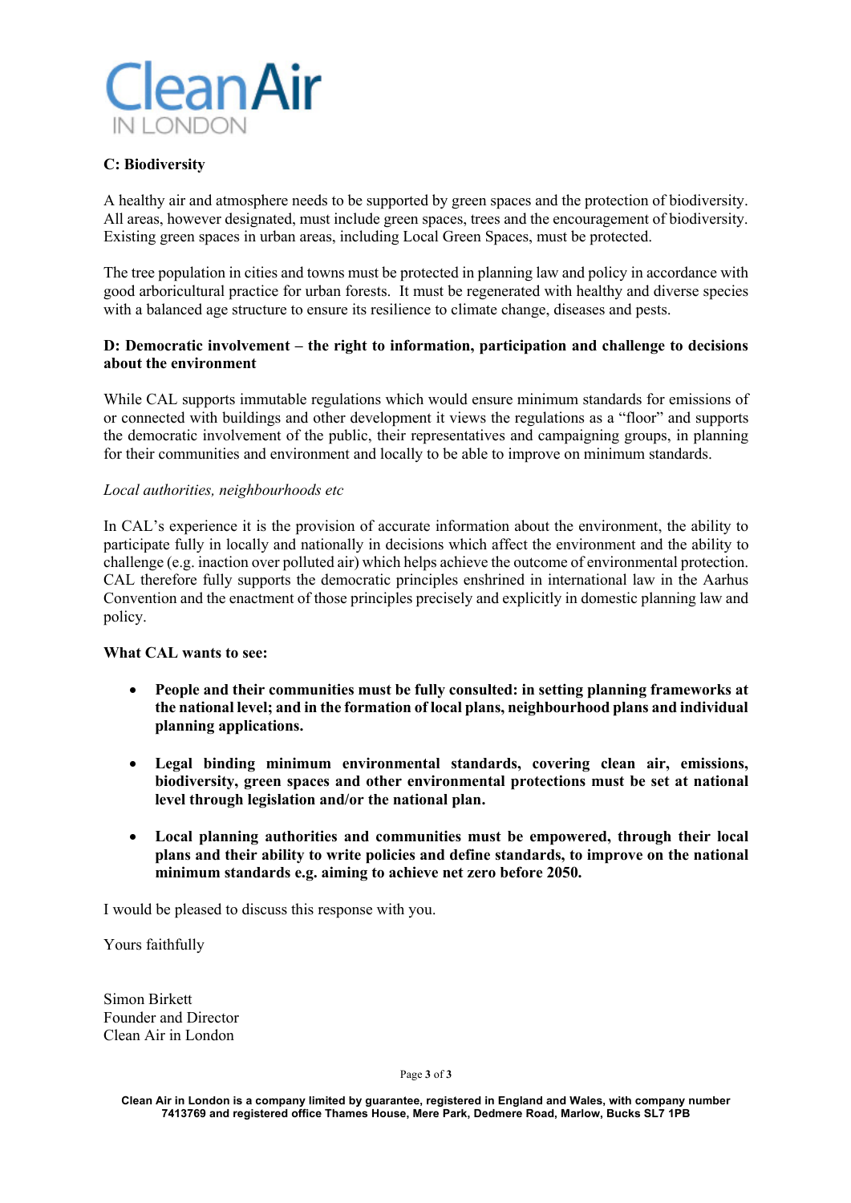**C: Biodiversity**

A healthy air and atmosphere needs to be supported by green spaces and the protection of biodiversity. All areas, however designated, must include green spaces, trees and the encouragement of biodiversity. Existing green spaces in urban areas, including Local Green Spaces, must be protected.

The tree population in cities and towns must be protected in planning law and policy in accordance with good arboricultural practice for urban forests. It must be regenerated with healthy and diverse species with a balanced age structure to ensure its resilience to climate change, diseases and pests.

**D: Democratic involvement – the right to information, participation and challenge to decisions about the environment**

While CAL supports immutable regulations which would ensure minimum standards for emissions of or connected with buildings and other development it views the regulations as a "floor" and supports the democratic involvement of the public, their representatives and campaigning groups, in planning for their communities and environment and locally to be able to improve on minimum standards.

*Local authorities, neighbourhoods etc*

In CAL's experience it is the provision of accurate information about the environment, the ability to participate fully in locally and nationally in decisions which affect the environment and the ability to challenge (e.g. inaction over polluted air) which helps achieve the outcome of environmental protection. CAL therefore fully supports the democratic principles enshrined in international law in the Aarhus Convention and the enactment of those principles precisely and explicitly in domestic planning law and policy.

**What CAL wants to see:**

- **People and their communities must be fully consulted: in setting planning frameworks at the national level; and in the formation of local plans, neighbourhood plans and individual planning applications.**

- **Legal binding minimum environmental standards, covering clean air, emissions, biodiversity, green spaces and other environmental protections must be set at national level through legislation and/or the national plan.**

- **Local planning authorities and communities must be empowered, through their local plans and their ability to write policies and define standards, to improve on the national minimum standards e.g. aiming to achieve net zero before 2050.**

I would be pleased to discuss this response with you.

Yours faithfully

Simon Birkett
Founder and Director
Clean Air in London

**Clean Air in London is a company limited by guarantee, registered in England and Wales, with company number 7413769 and registered office Thames House, Mere Park, Dedmere Road, Marlow, Bucks SL7 1PB**